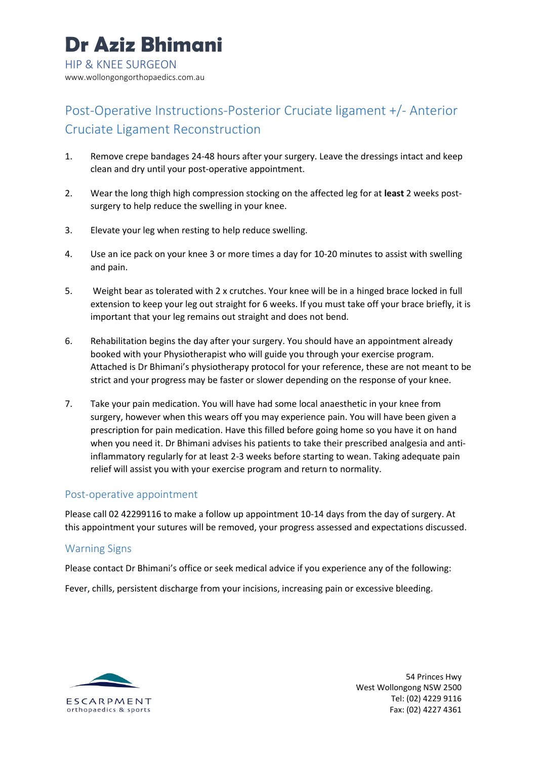# Dr Aziz Bhimani

HIP & KNEE SURGEON

www.wollongongorthopaedics.com.au

## Post-Operative Instructions-Posterior Cruciate ligament +/- Anterior Cruciate Ligament Reconstruction

1. Remove crepe bandages 24-48 hours after your surgery. Leave the dressings intact and keep clean and dry until your post-operative appointment.

2. Wear the long thigh high compression stocking on the affected leg for at **least** 2 weeks post-surgery to help reduce the swelling in your knee.

3. Elevate your leg when resting to help reduce swelling.

4. Use an ice pack on your knee 3 or more times a day for 10-20 minutes to assist with swelling and pain.

5. Weight bear as tolerated with 2 x crutches. Your knee will be in a hinged brace locked in full extension to keep your leg out straight for 6 weeks. If you must take off your brace briefly, it is important that your leg remains out straight and does not bend.

6. Rehabilitation begins the day after your surgery. You should have an appointment already booked with your Physiotherapist who will guide you through your exercise program. Attached is Dr Bhimani's physiotherapy protocol for your reference, these are not meant to be strict and your progress may be faster or slower depending on the response of your knee.

7. Take your pain medication. You will have had some local anaesthetic in your knee from surgery, however when this wears off you may experience pain. You will have been given a prescription for pain medication. Have this filled before going home so you have it on hand when you need it. Dr Bhimani advises his patients to take their prescribed analgesia and anti-inflammatory regularly for at least 2-3 weeks before starting to wean. Taking adequate pain relief will assist you with your exercise program and return to normality.

### Post-operative appointment

Please call 02 42299116 to make a follow up appointment 10-14 days from the day of surgery. At this appointment your sutures will be removed, your progress assessed and expectations discussed.

### Warning Signs

Please contact Dr Bhimani's office or seek medical advice if you experience any of the following:

Fever, chills, persistent discharge from your incisions, increasing pain or excessive bleeding.

ESCARPMENT
orthopaedics & sports

54 Princes Hwy
West Wollongong NSW 2500
Tel: (02) 4229 9116
Fax: (02) 4227 4361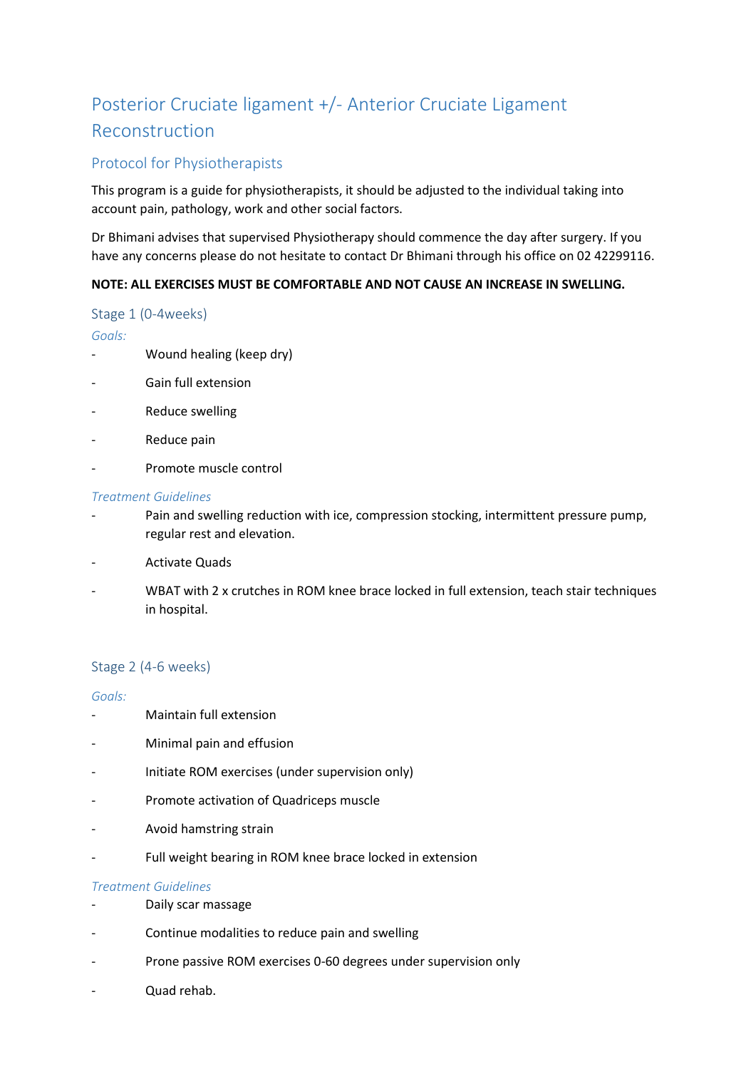# Posterior Cruciate ligament +/- Anterior Cruciate Ligament Reconstruction

## Protocol for Physiotherapists

This program is a guide for physiotherapists, it should be adjusted to the individual taking into account pain, pathology, work and other social factors.

Dr Bhimani advises that supervised Physiotherapy should commence the day after surgery. If you have any concerns please do not hesitate to contact Dr Bhimani through his office on 02 42299116.

**NOTE: ALL EXERCISES MUST BE COMFORTABLE AND NOT CAUSE AN INCREASE IN SWELLING.**

### Stage 1 (0-4weeks)

*Goals:*

- Wound healing (keep dry)
- Gain full extension
- Reduce swelling
- Reduce pain
- Promote muscle control

*Treatment Guidelines*

- Pain and swelling reduction with ice, compression stocking, intermittent pressure pump, regular rest and elevation.
- Activate Quads
- WBAT with 2 x crutches in ROM knee brace locked in full extension, teach stair techniques in hospital.

### Stage 2 (4-6 weeks)

*Goals:*

- Maintain full extension
- Minimal pain and effusion
- Initiate ROM exercises (under supervision only)
- Promote activation of Quadriceps muscle
- Avoid hamstring strain
- Full weight bearing in ROM knee brace locked in extension

*Treatment Guidelines*

- Daily scar massage
- Continue modalities to reduce pain and swelling
- Prone passive ROM exercises 0-60 degrees under supervision only
- Quad rehab.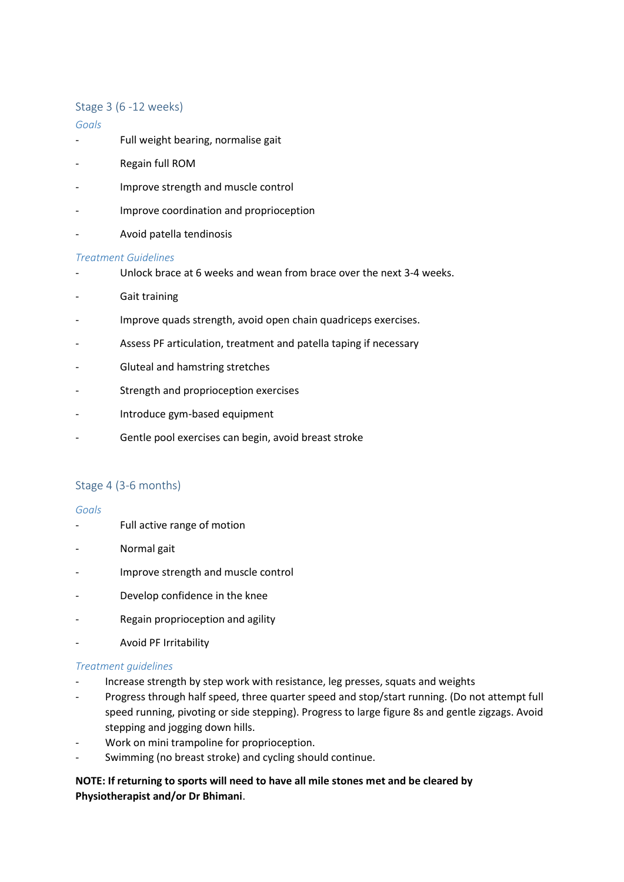## Stage 3 (6 -12 weeks)

*Goals*

- Full weight bearing, normalise gait
- Regain full ROM
- Improve strength and muscle control
- Improve coordination and proprioception
- Avoid patella tendinosis

*Treatment Guidelines*

- Unlock brace at 6 weeks and wean from brace over the next 3-4 weeks.
- Gait training
- Improve quads strength, avoid open chain quadriceps exercises.
- Assess PF articulation, treatment and patella taping if necessary
- Gluteal and hamstring stretches
- Strength and proprioception exercises
- Introduce gym-based equipment
- Gentle pool exercises can begin, avoid breast stroke

## Stage 4 (3-6 months)

*Goals*

- Full active range of motion
- Normal gait
- Improve strength and muscle control
- Develop confidence in the knee
- Regain proprioception and agility
- Avoid PF Irritability

*Treatment guidelines*

- Increase strength by step work with resistance, leg presses, squats and weights
- Progress through half speed, three quarter speed and stop/start running. (Do not attempt full speed running, pivoting or side stepping). Progress to large figure 8s and gentle zigzags. Avoid stepping and jogging down hills.
- Work on mini trampoline for proprioception.
- Swimming (no breast stroke) and cycling should continue.

**NOTE: If returning to sports will need to have all mile stones met and be cleared by Physiotherapist and/or Dr Bhimani**.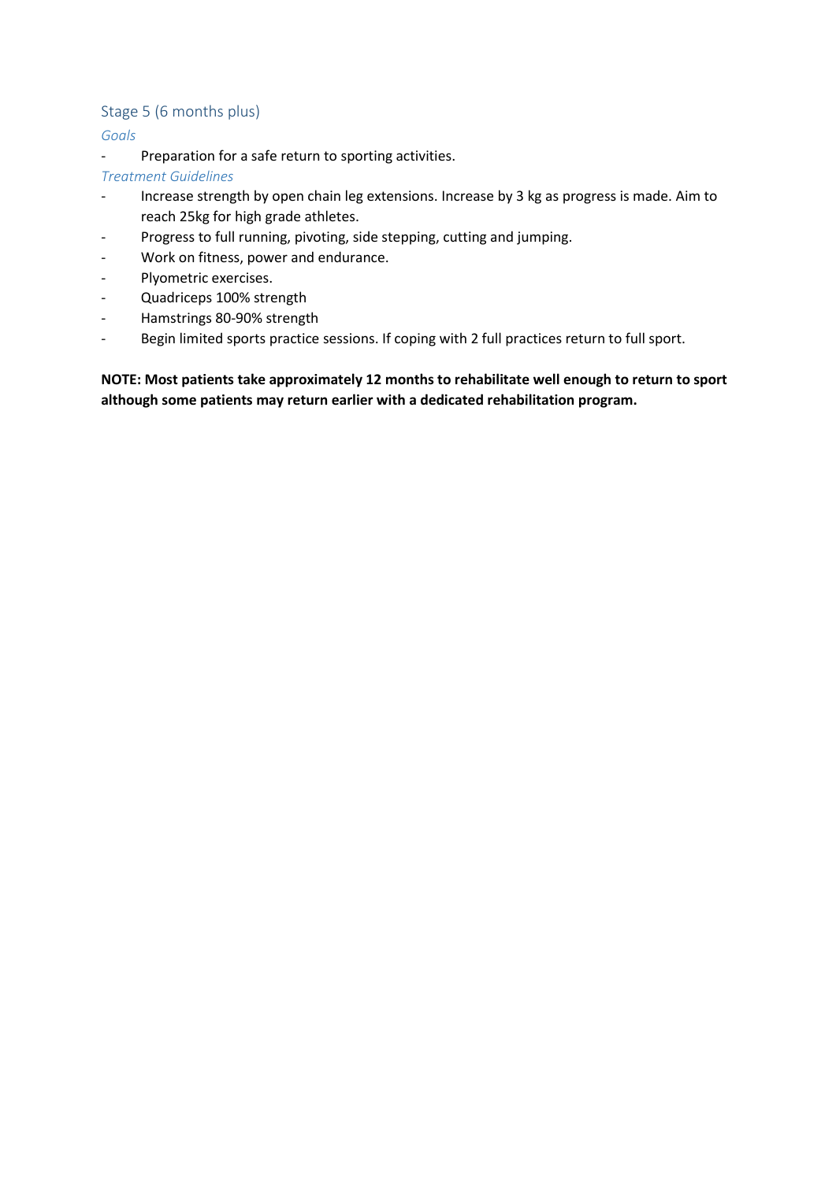## Stage 5 (6 months plus)

### *Goals*

- Preparation for a safe return to sporting activities.

### *Treatment Guidelines*

- Increase strength by open chain leg extensions. Increase by 3 kg as progress is made. Aim to reach 25kg for high grade athletes.
- Progress to full running, pivoting, side stepping, cutting and jumping.
- Work on fitness, power and endurance.
- Plyometric exercises.
- Quadriceps 100% strength
- Hamstrings 80-90% strength
- Begin limited sports practice sessions. If coping with 2 full practices return to full sport.

**NOTE: Most patients take approximately 12 months to rehabilitate well enough to return to sport although some patients may return earlier with a dedicated rehabilitation program.**